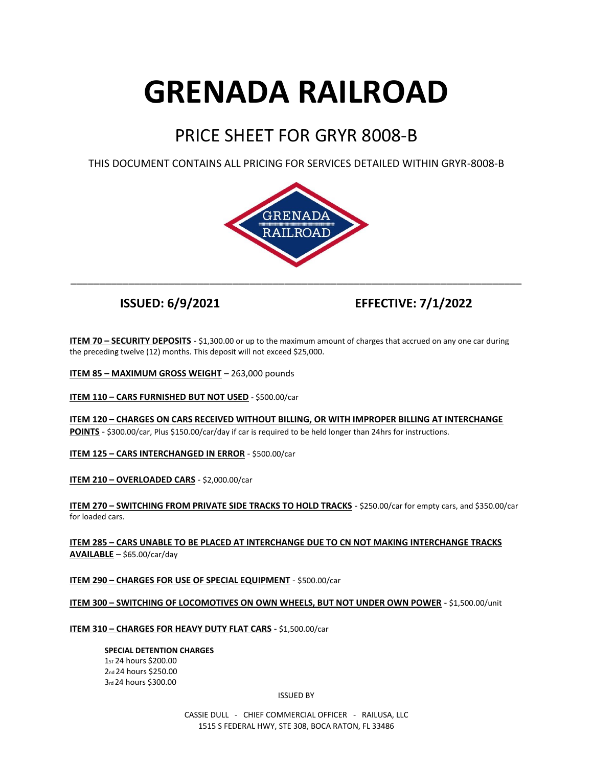# GRENADA RAILROAD

## PRICE SHEET FOR GRYR 8008-B

THIS DOCUMENT CONTAINS ALL PRICING FOR SERVICES DETAILED WITHIN GRYR-8008-B

---

**ISSUED: 6/9/2021** **EFFECTIVE: 7/1/2022**

**ITEM 70 – SECURITY DEPOSITS** - $1,300.00 or up to the maximum amount of charges that accrued on any one car during the preceding twelve (12) months. This deposit will not exceed $25,000.

**ITEM 85 – MAXIMUM GROSS WEIGHT** – 263,000 pounds

**ITEM 110 – CARS FURNISHED BUT NOT USED** - $500.00/car

**ITEM 120 – CHARGES ON CARS RECEIVED WITHOUT BILLING, OR WITH IMPROPER BILLING AT INTERCHANGE POINTS** - $300.00/car, Plus $150.00/car/day if car is required to be held longer than 24hrs for instructions.

**ITEM 125 – CARS INTERCHANGED IN ERROR** - $500.00/car

**ITEM 210 – OVERLOADED CARS** - $2,000.00/car

**ITEM 270 – SWITCHING FROM PRIVATE SIDE TRACKS TO HOLD TRACKS** - $250.00/car for empty cars, and $350.00/car for loaded cars.

**ITEM 285 – CARS UNABLE TO BE PLACED AT INTERCHANGE DUE TO CN NOT MAKING INTERCHANGE TRACKS AVAILABLE** – $65.00/car/day

**ITEM 290 – CHARGES FOR USE OF SPECIAL EQUIPMENT** - $500.00/car

**ITEM 300 – SWITCHING OF LOCOMOTIVES ON OWN WHEELS, BUT NOT UNDER OWN POWER** - $1,500.00/unit

**ITEM 310 – CHARGES FOR HEAVY DUTY FLAT CARS** - $1,500.00/car

**SPECIAL DETENTION CHARGES**

1st 24 hours $200.00
2nd 24 hours $250.00
3rd 24 hours $300.00

ISSUED BY

CASSIE DULL - CHIEF COMMERCIAL OFFICER - RAILUSA, LLC
1515 S FEDERAL HWY, STE 308, BOCA RATON, FL 33486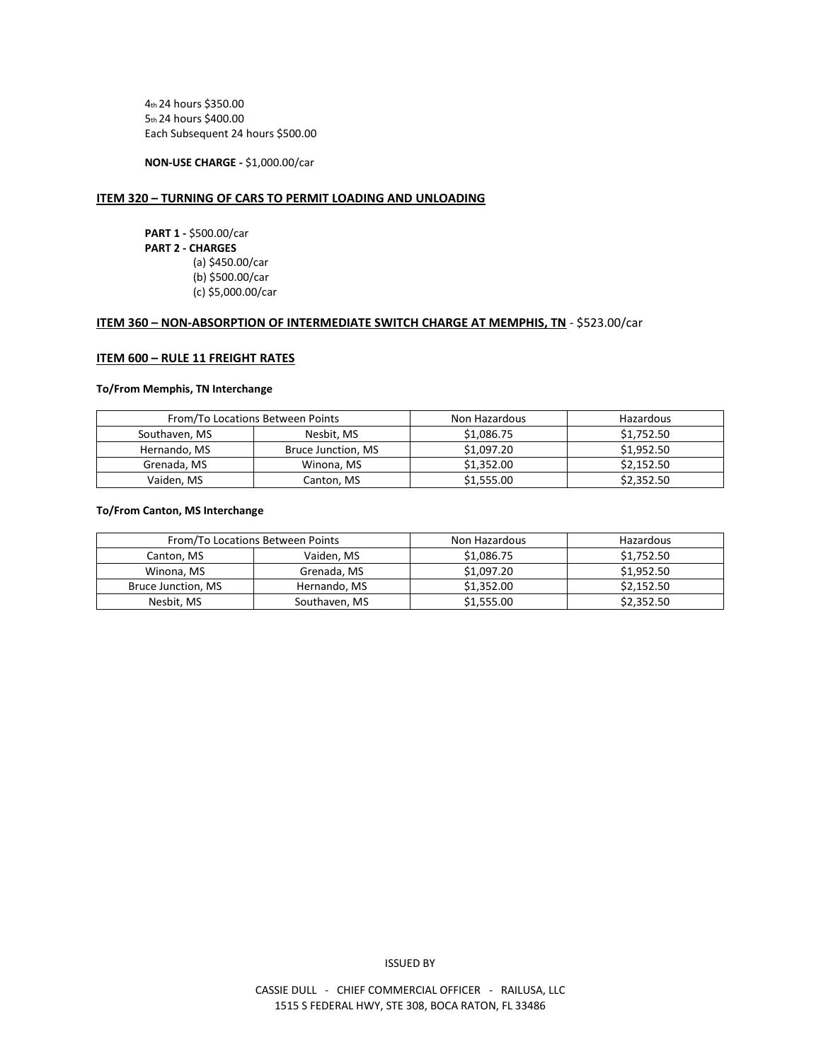4th 24 hours $350.00
5th 24 hours $400.00
Each Subsequent 24 hours $500.00

**NON-USE CHARGE -** $1,000.00/car

## ITEM 320 – TURNING OF CARS TO PERMIT LOADING AND UNLOADING

**PART 1 -** $500.00/car
**PART 2 - CHARGES**
(a) $450.00/car
(b) $500.00/car
(c) $5,000.00/car

## ITEM 360 – NON-ABSORPTION OF INTERMEDIATE SWITCH CHARGE AT MEMPHIS, TN - $523.00/car

## ITEM 600 – RULE 11 FREIGHT RATES

**To/From Memphis, TN Interchange**

| From/To Locations Between Points | | Non Hazardous | Hazardous |
|---|---|---|---|
| Southaven, MS | Nesbit, MS | $1,086.75 | $1,752.50 |
| Hernando, MS | Bruce Junction, MS | $1,097.20 | $1,952.50 |
| Grenada, MS | Winona, MS | $1,352.00 | $2,152.50 |
| Vaiden, MS | Canton, MS | $1,555.00 | $2,352.50 |

**To/From Canton, MS Interchange**

| From/To Locations Between Points | | Non Hazardous | Hazardous |
|---|---|---|---|
| Canton, MS | Vaiden, MS | $1,086.75 | $1,752.50 |
| Winona, MS | Grenada, MS | $1,097.20 | $1,952.50 |
| Bruce Junction, MS | Hernando, MS | $1,352.00 | $2,152.50 |
| Nesbit, MS | Southaven, MS | $1,555.00 | $2,352.50 |

ISSUED BY

CASSIE DULL - CHIEF COMMERCIAL OFFICER - RAILUSA, LLC
1515 S FEDERAL HWY, STE 308, BOCA RATON, FL 33486